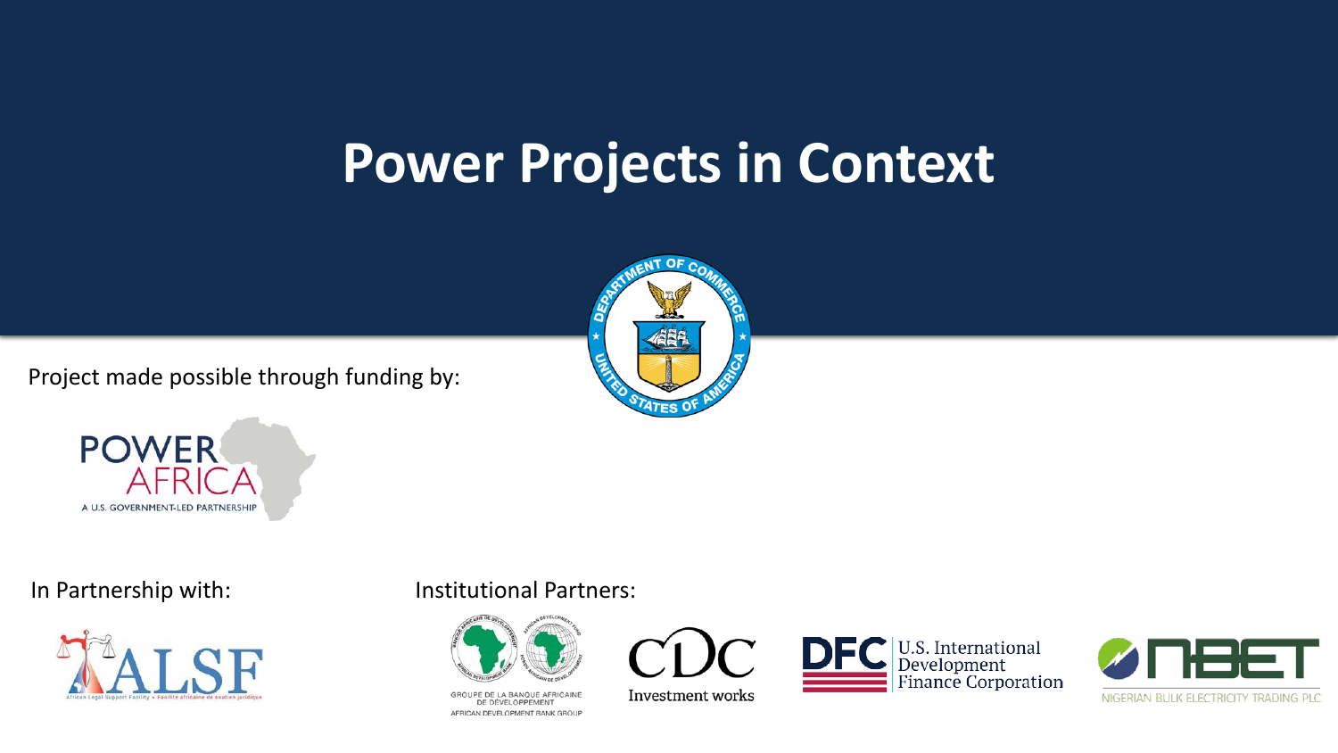# Power Projects in Context

Project made possible through funding by:

POWER AFRICA
A U.S. GOVERNMENT-LED PARTNERSHIP

In Partnership with:

ALSF
African Legal Support Facility • Facilité africaine de soutien juridique

Institutional Partners:

GROUPE DE LA BANQUE AFRICAINE DE DÉVELOPPEMENT
AFRICAN DEVELOPMENT BANK GROUP

CDC
Investment works

DFC U.S. International Development Finance Corporation

NBET
NIGERIAN BULK ELECTRICITY TRADING PLC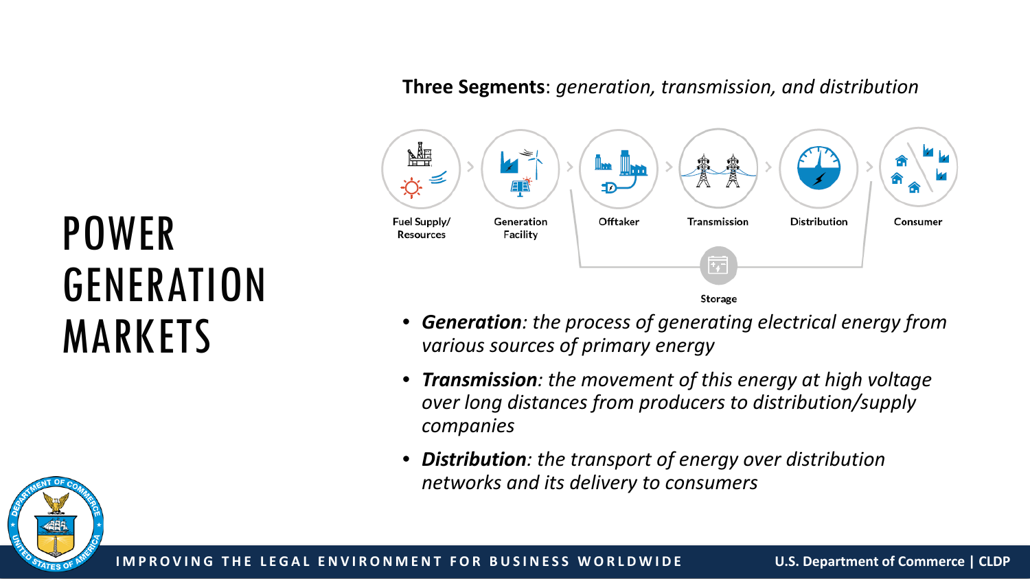# POWER GENERATION MARKETS

**Three Segments**: *generation, transmission, and distribution*

Fuel Supply/ Resources > Generation Facility > Offtaker > Transmission > Distribution > Consumer

Storage

- ***Generation****: the process of generating electrical energy from various sources of primary energy*
- ***Transmission****: the movement of this energy at high voltage over long distances from producers to distribution/supply companies*
- ***Distribution****: the transport of energy over distribution networks and its delivery to consumers*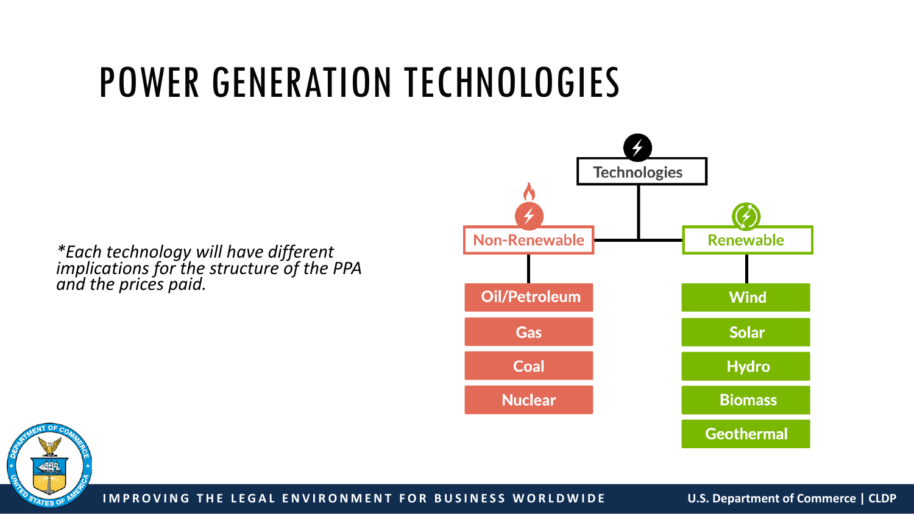# POWER GENERATION TECHNOLOGIES

*\*Each technology will have different implications for the structure of the PPA and the prices paid.*

Technologies

- Non-Renewable
  - Oil/Petroleum
  - Gas
  - Coal
  - Nuclear
- Renewable
  - Wind
  - Solar
  - Hydro
  - Biomass
  - Geothermal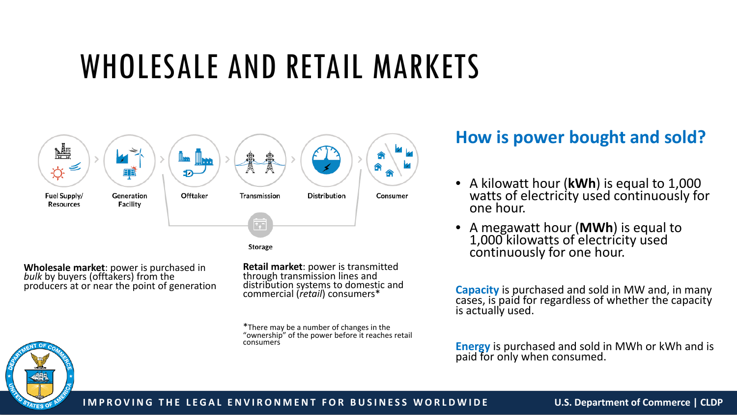# WHOLESALE AND RETAIL MARKETS

Fuel Supply/ Resources → Generation Facility → Offtaker → Transmission → Distribution → Consumer

Storage

**Wholesale market**: power is purchased in *bulk* by buyers (offtakers) from the producers at or near the point of generation

**Retail market**: power is transmitted through transmission lines and distribution systems to domestic and commercial (*retail*) consumers*

*There may be a number of changes in the "ownership" of the power before it reaches retail consumers

## How is power bought and sold?

- A kilowatt hour (**kWh**) is equal to 1,000 watts of electricity used continuously for one hour.
- A megawatt hour (**MWh**) is equal to 1,000 kilowatts of electricity used continuously for one hour.

**Capacity** is purchased and sold in MW and, in many cases, is paid for regardless of whether the capacity is actually used.

**Energy** is purchased and sold in MWh or kWh and is paid for only when consumed.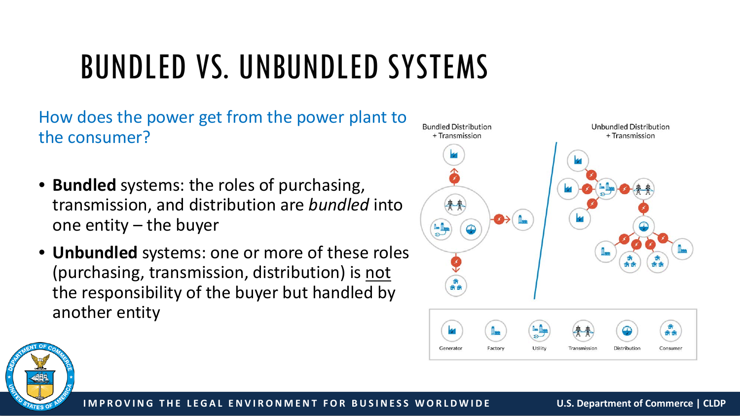# BUNDLED VS. UNBUNDLED SYSTEMS

How does the power get from the power plant to the consumer?

- **Bundled** systems: the roles of purchasing, transmission, and distribution are *bundled* into one entity – the buyer
- **Unbundled** systems: one or more of these roles (purchasing, transmission, distribution) is not the responsibility of the buyer but handled by another entity

Bundled Distribution + Transmission

Unbundled Distribution + Transmission

Generator | Factory | Utility | Transmission | Distribution | Consumer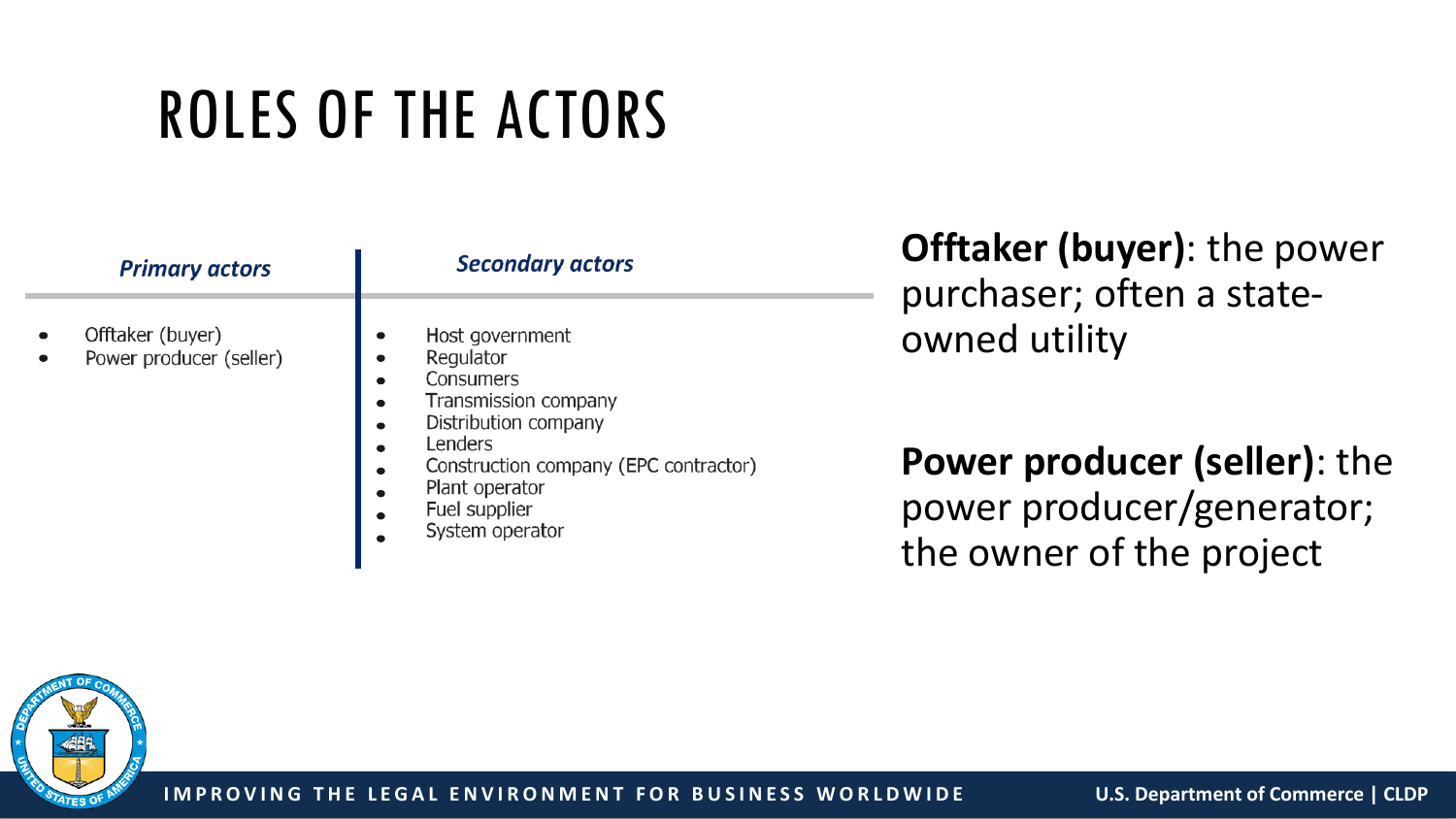# ROLES OF THE ACTORS

| *Primary actors* | *Secondary actors* |
| --- | --- |
| • Offtaker (buyer)<br>• Power producer (seller) | • Host government<br>• Regulator<br>• Consumers<br>• Transmission company<br>• Distribution company<br>• Lenders<br>• Construction company (EPC contractor)<br>• Plant operator<br>• Fuel supplier<br>• System operator |

**Offtaker (buyer)**: the power purchaser; often a state-owned utility

**Power producer (seller)**: the power producer/generator; the owner of the project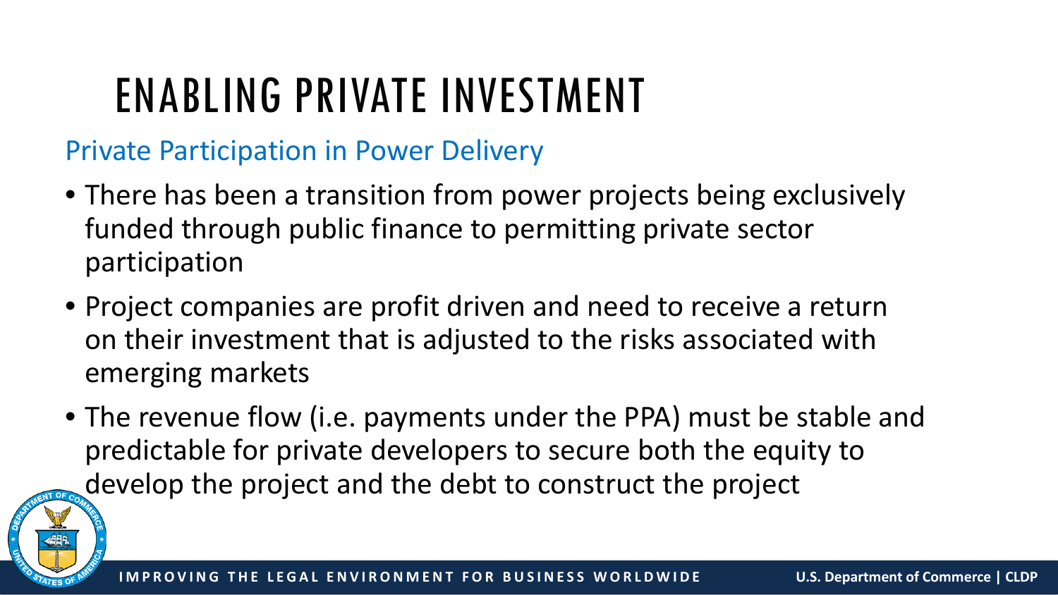# ENABLING PRIVATE INVESTMENT

## Private Participation in Power Delivery

- There has been a transition from power projects being exclusively funded through public finance to permitting private sector participation
- Project companies are profit driven and need to receive a return on their investment that is adjusted to the risks associated with emerging markets
- The revenue flow (i.e. payments under the PPA) must be stable and predictable for private developers to secure both the equity to develop the project and the debt to construct the project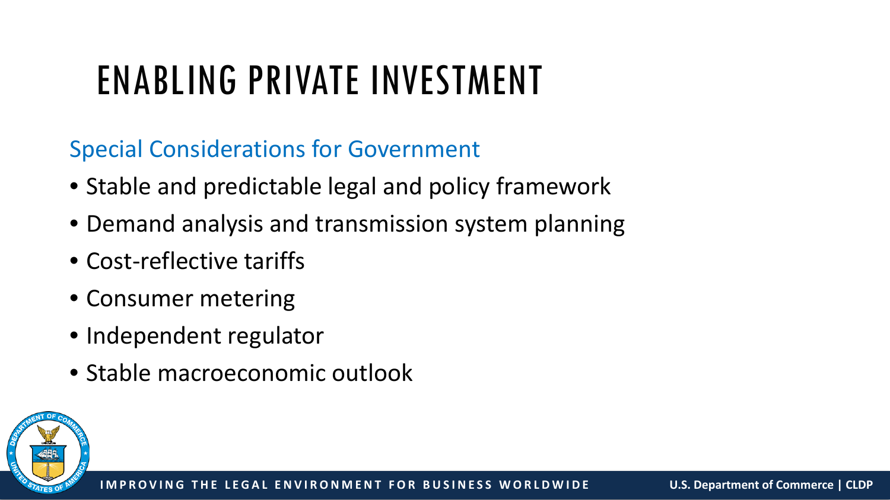# ENABLING PRIVATE INVESTMENT

## Special Considerations for Government

- Stable and predictable legal and policy framework
- Demand analysis and transmission system planning
- Cost-reflective tariffs
- Consumer metering
- Independent regulator
- Stable macroeconomic outlook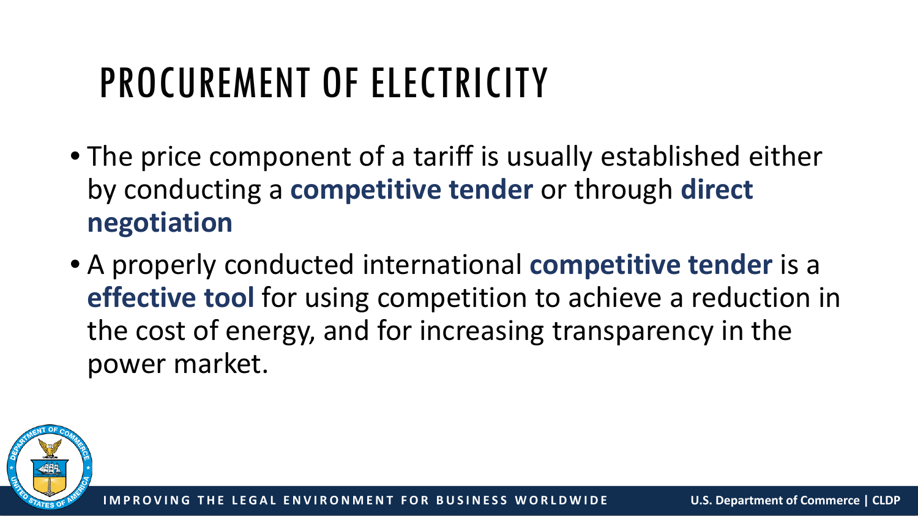# PROCUREMENT OF ELECTRICITY

- The price component of a tariff is usually established either by conducting a **competitive tender** or through **direct negotiation**
- A properly conducted international **competitive tender** is a **effective tool** for using competition to achieve a reduction in the cost of energy, and for increasing transparency in the power market.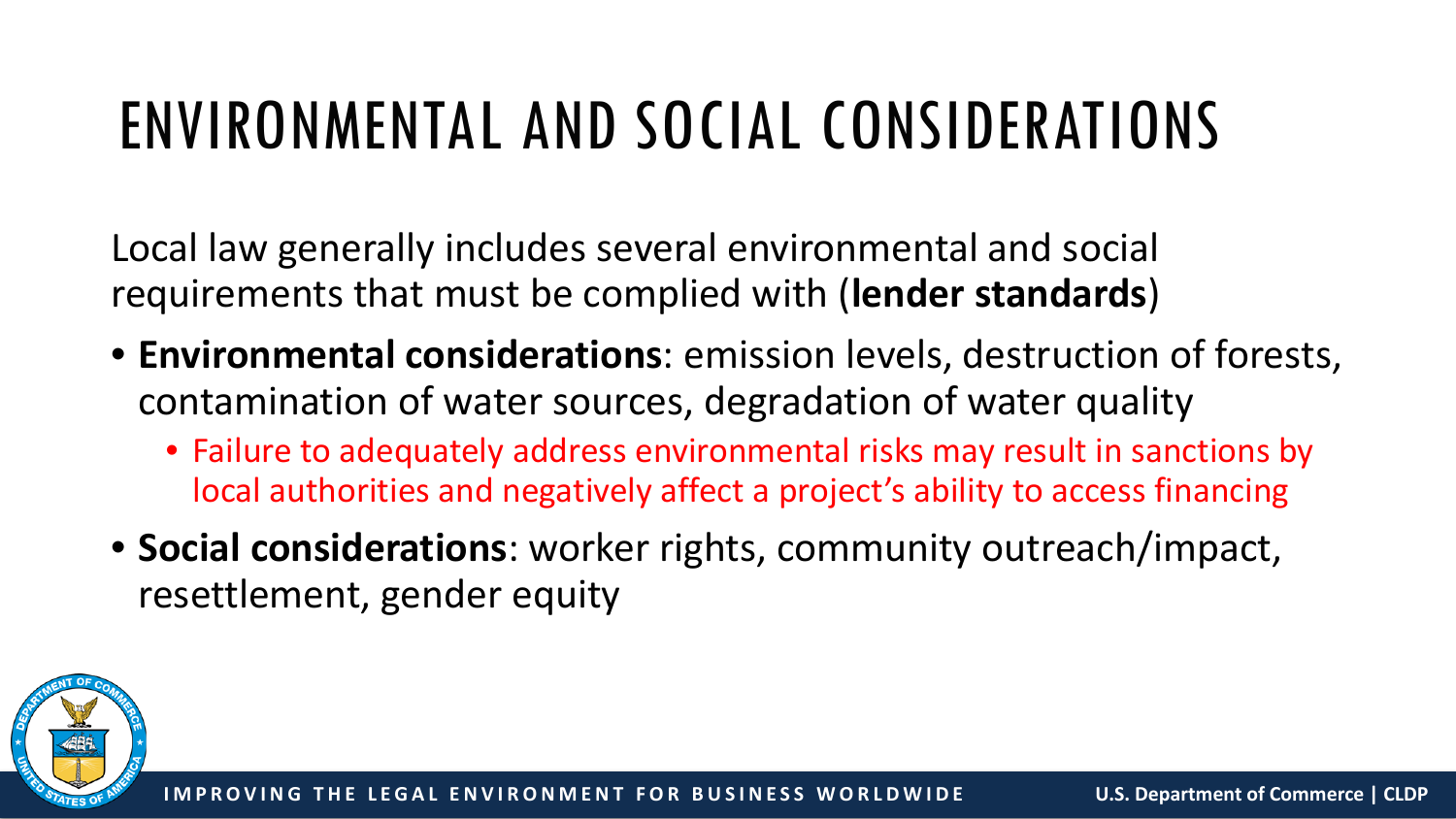# ENVIRONMENTAL AND SOCIAL CONSIDERATIONS

Local law generally includes several environmental and social requirements that must be complied with (**lender standards**)

- **Environmental considerations**: emission levels, destruction of forests, contamination of water sources, degradation of water quality
  - Failure to adequately address environmental risks may result in sanctions by local authorities and negatively affect a project's ability to access financing
- **Social considerations**: worker rights, community outreach/impact, resettlement, gender equity